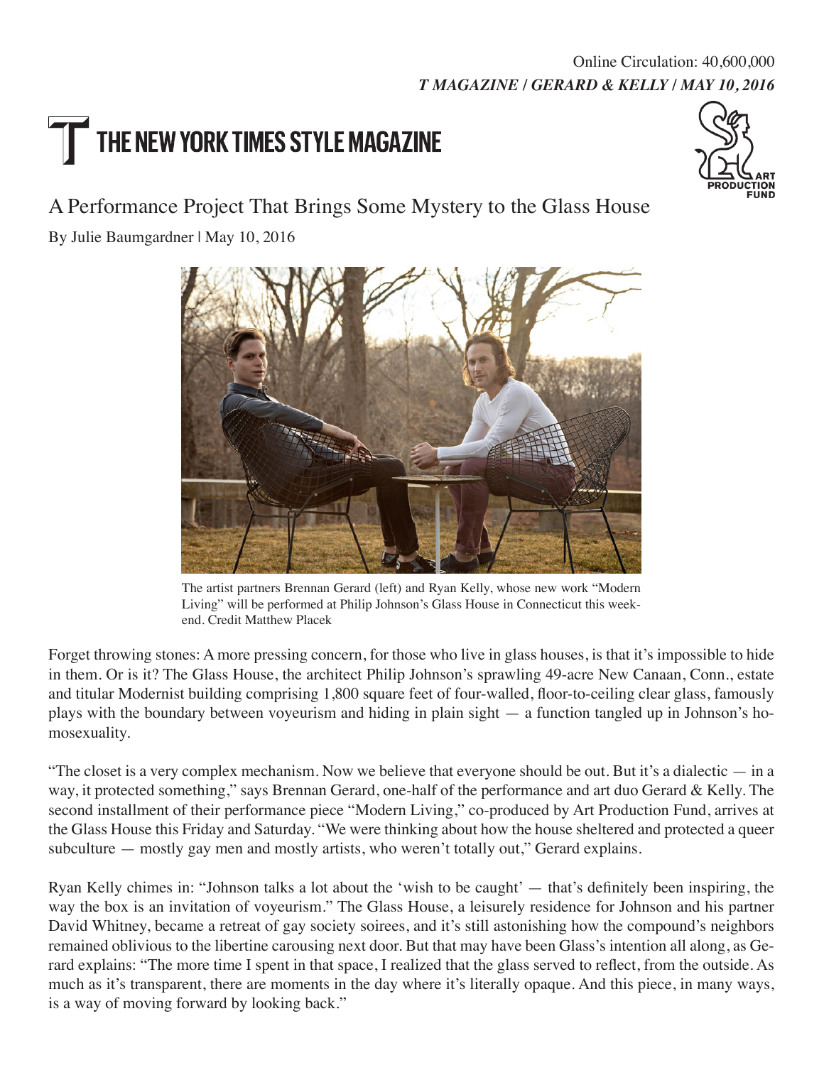Online Circulation: 40,600,000

***T MAGAZINE / GERARD & KELLY / MAY 10, 2016***

THE NEW YORK TIMES STYLE MAGAZINE

ART PRODUCTION FUND

# A Performance Project That Brings Some Mystery to the Glass House

By Julie Baumgardner | May 10, 2016

The artist partners Brennan Gerard (left) and Ryan Kelly, whose new work "Modern Living" will be performed at Philip Johnson's Glass House in Connecticut this weekend. Credit Matthew Placek

Forget throwing stones: A more pressing concern, for those who live in glass houses, is that it's impossible to hide in them. Or is it? The Glass House, the architect Philip Johnson's sprawling 49-acre New Canaan, Conn., estate and titular Modernist building comprising 1,800 square feet of four-walled, floor-to-ceiling clear glass, famously plays with the boundary between voyeurism and hiding in plain sight — a function tangled up in Johnson's homosexuality.

"The closet is a very complex mechanism. Now we believe that everyone should be out. But it's a dialectic — in a way, it protected something," says Brennan Gerard, one-half of the performance and art duo Gerard & Kelly. The second installment of their performance piece "Modern Living," co-produced by Art Production Fund, arrives at the Glass House this Friday and Saturday. "We were thinking about how the house sheltered and protected a queer subculture — mostly gay men and mostly artists, who weren't totally out," Gerard explains.

Ryan Kelly chimes in: "Johnson talks a lot about the 'wish to be caught' — that's definitely been inspiring, the way the box is an invitation of voyeurism." The Glass House, a leisurely residence for Johnson and his partner David Whitney, became a retreat of gay society soirees, and it's still astonishing how the compound's neighbors remained oblivious to the libertine carousing next door. But that may have been Glass's intention all along, as Gerard explains: "The more time I spent in that space, I realized that the glass served to reflect, from the outside. As much as it's transparent, there are moments in the day where it's literally opaque. And this piece, in many ways, is a way of moving forward by looking back."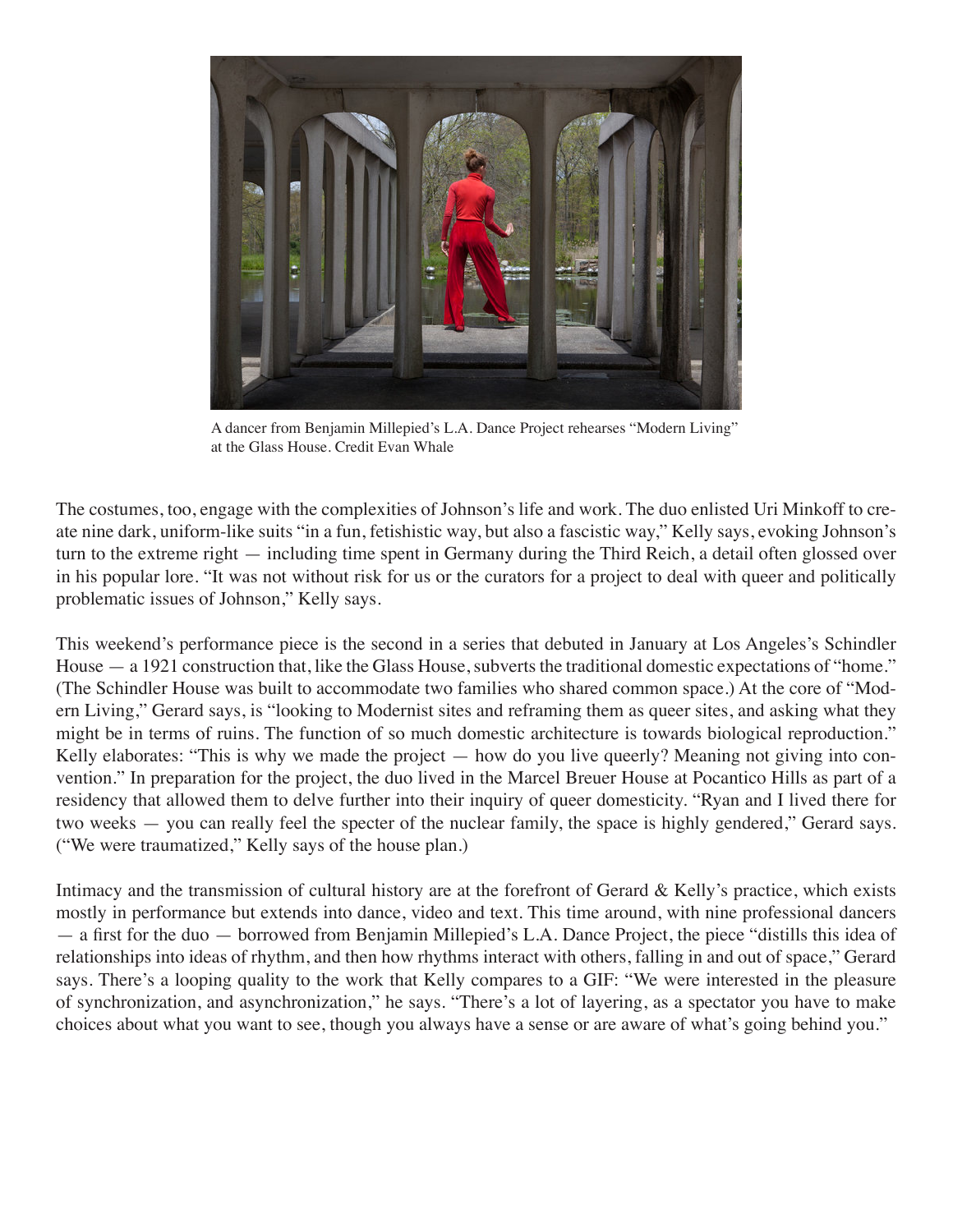A dancer from Benjamin Millepied's L.A. Dance Project rehearses "Modern Living" at the Glass House. Credit Evan Whale

The costumes, too, engage with the complexities of Johnson's life and work. The duo enlisted Uri Minkoff to create nine dark, uniform-like suits "in a fun, fetishistic way, but also a fascistic way," Kelly says, evoking Johnson's turn to the extreme right — including time spent in Germany during the Third Reich, a detail often glossed over in his popular lore. "It was not without risk for us or the curators for a project to deal with queer and politically problematic issues of Johnson," Kelly says.

This weekend's performance piece is the second in a series that debuted in January at Los Angeles's Schindler House — a 1921 construction that, like the Glass House, subverts the traditional domestic expectations of "home." (The Schindler House was built to accommodate two families who shared common space.) At the core of "Modern Living," Gerard says, is "looking to Modernist sites and reframing them as queer sites, and asking what they might be in terms of ruins. The function of so much domestic architecture is towards biological reproduction." Kelly elaborates: "This is why we made the project — how do you live queerly? Meaning not giving into convention." In preparation for the project, the duo lived in the Marcel Breuer House at Pocantico Hills as part of a residency that allowed them to delve further into their inquiry of queer domesticity. "Ryan and I lived there for two weeks — you can really feel the specter of the nuclear family, the space is highly gendered," Gerard says. ("We were traumatized," Kelly says of the house plan.)

Intimacy and the transmission of cultural history are at the forefront of Gerard & Kelly's practice, which exists mostly in performance but extends into dance, video and text. This time around, with nine professional dancers — a first for the duo — borrowed from Benjamin Millepied's L.A. Dance Project, the piece "distills this idea of relationships into ideas of rhythm, and then how rhythms interact with others, falling in and out of space," Gerard says. There's a looping quality to the work that Kelly compares to a GIF: "We were interested in the pleasure of synchronization, and asynchronization," he says. "There's a lot of layering, as a spectator you have to make choices about what you want to see, though you always have a sense or are aware of what's going behind you."